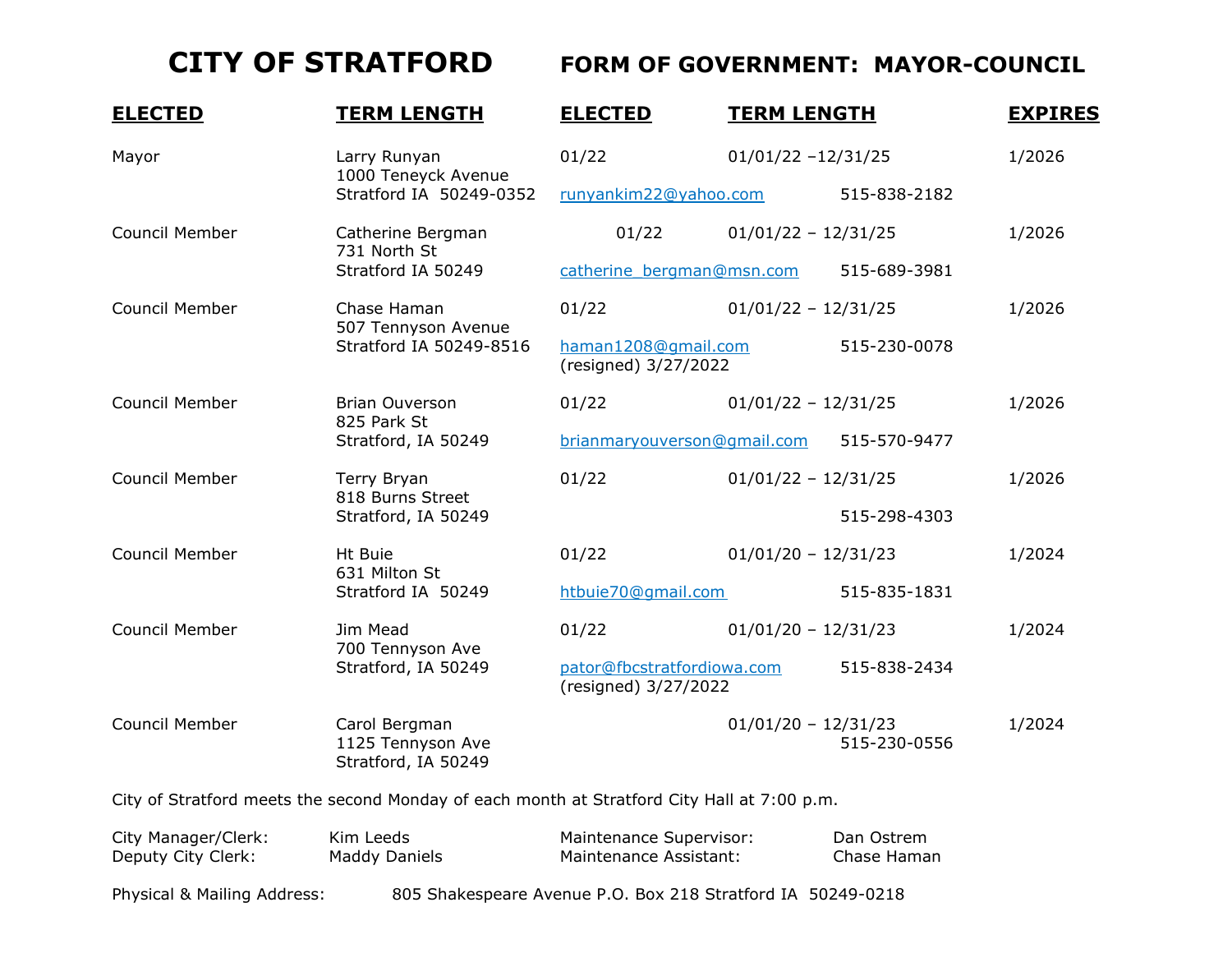# CITY OF STRATFORD FORM OF GOVERNMENT: MAYOR-COUNCIL

| ELECTED | TERM LENGTH | ELECTED | TERM LENGTH | EXPIRES |
|---|---|---|---|---|
| Mayor | Larry Runyan<br>1000 Teneyck Avenue<br>Stratford IA 50249-0352 | 01/22<br>runyankim22@yahoo.com | 01/01/22 –12/31/25<br>515-838-2182 | 1/2026 |
| Council Member | Catherine Bergman<br>731 North St<br>Stratford IA 50249 | 01/22<br>catherine_bergman@msn.com | 01/01/22 – 12/31/25<br>515-689-3981 | 1/2026 |
| Council Member | Chase Haman<br>507 Tennyson Avenue<br>Stratford IA 50249-8516 | 01/22<br>haman1208@gmail.com<br>(resigned) 3/27/2022 | 01/01/22 – 12/31/25<br>515-230-0078 | 1/2026 |
| Council Member | Brian Ouverson<br>825 Park St<br>Stratford, IA 50249 | 01/22<br>brianmaryouverson@gmail.com | 01/01/22 – 12/31/25<br>515-570-9477 | 1/2026 |
| Council Member | Terry Bryan<br>818 Burns Street<br>Stratford, IA 50249 | 01/22 | 01/01/22 – 12/31/25<br>515-298-4303 | 1/2026 |
| Council Member | Ht Buie<br>631 Milton St<br>Stratford IA 50249 | 01/22<br>htbuie70@gmail.com | 01/01/20 – 12/31/23<br>515-835-1831 | 1/2024 |
| Council Member | Jim Mead<br>700 Tennyson Ave<br>Stratford, IA 50249 | 01/22<br>pator@fbcstratfordiowa.com<br>(resigned) 3/27/2022 | 01/01/20 – 12/31/23<br>515-838-2434 | 1/2024 |
| Council Member | Carol Bergman<br>1125 Tennyson Ave<br>Stratford, IA 50249 | | 01/01/20 – 12/31/23<br>515-230-0556 | 1/2024 |

City of Stratford meets the second Monday of each month at Stratford City Hall at 7:00 p.m.

| | | | |
|---|---|---|---|
| City Manager/Clerk: | Kim Leeds | Maintenance Supervisor: | Dan Ostrem |
| Deputy City Clerk: | Maddy Daniels | Maintenance Assistant: | Chase Haman |

Physical & Mailing Address: 805 Shakespeare Avenue P.O. Box 218 Stratford IA 50249-0218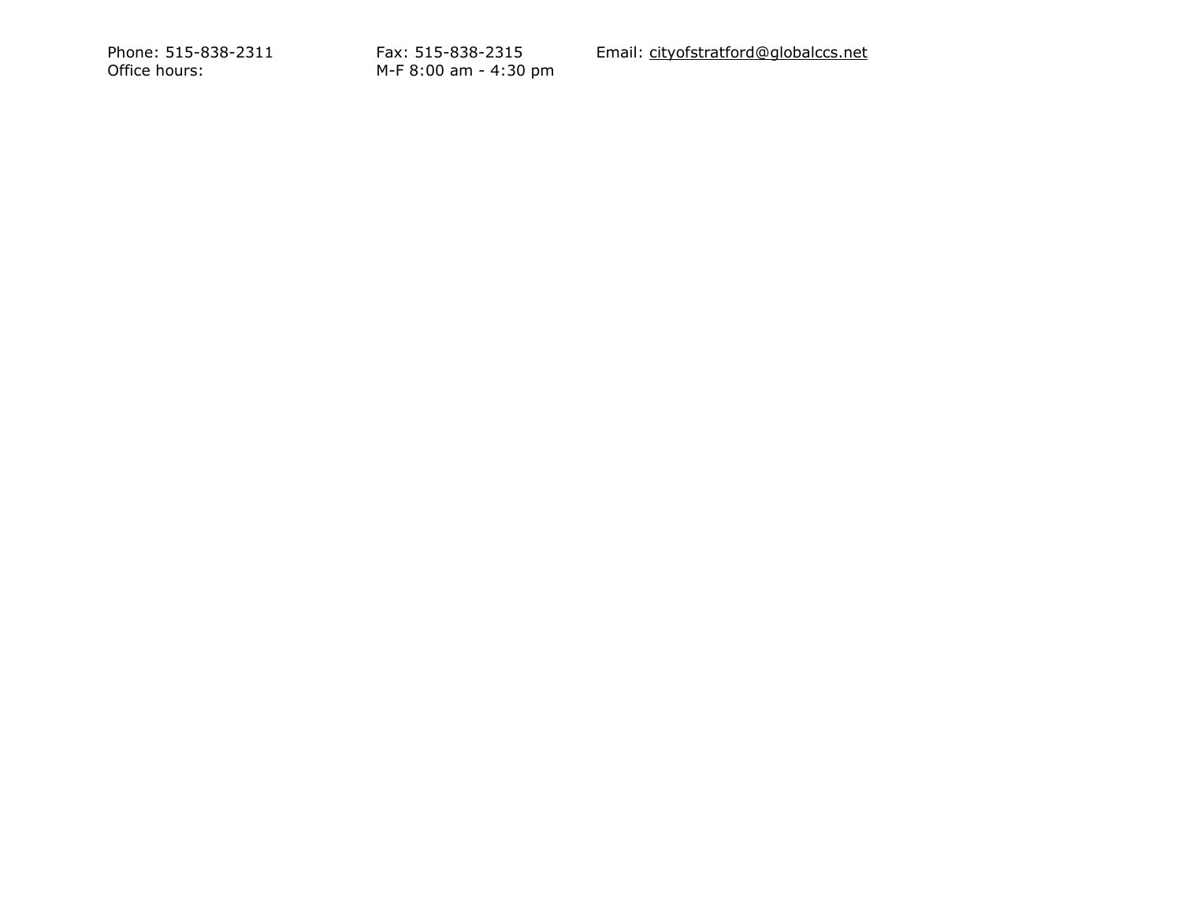Phone: 515-838-2311 Fax: 515-838-2315 Email: cityofstratford@globalccs.net

Office hours: M-F 8:00 am - 4:30 pm